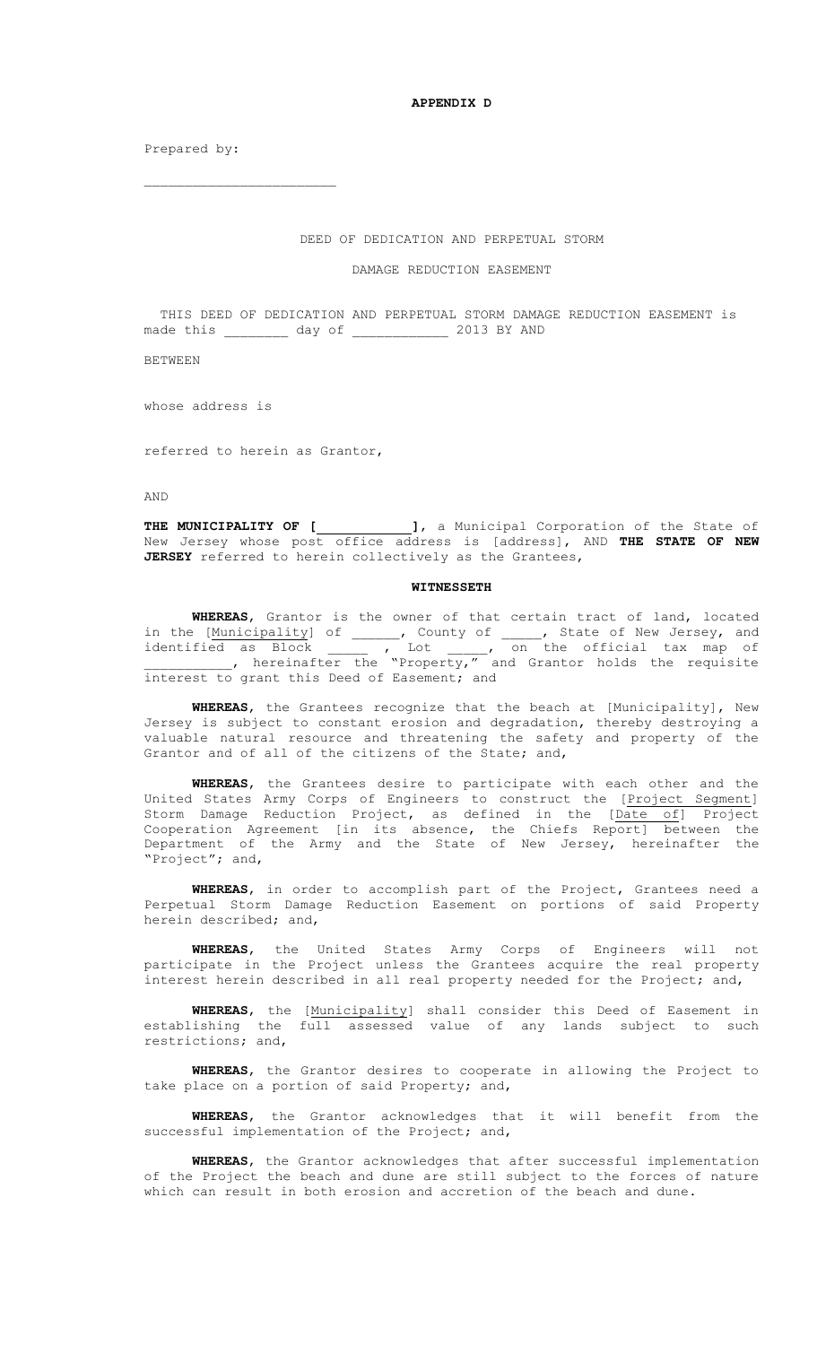**APPENDIX D**

Prepared by:

\_\_\_\_\_\_\_\_\_\_\_\_\_\_\_\_\_\_\_\_\_\_\_\_

DEED OF DEDICATION AND PERPETUAL STORM

DAMAGE REDUCTION EASEMENT

THIS DEED OF DEDICATION AND PERPETUAL STORM DAMAGE REDUCTION EASEMENT is made this \_\_\_\_\_\_\_\_ day of \_\_\_\_\_\_\_\_\_\_\_\_ 2013 BY AND

BETWEEN

whose address is

referred to herein as Grantor,

AND

**THE MUNICIPALITY OF [\_\_\_\_\_\_\_\_\_\_\_\_]**, a Municipal Corporation of the State of New Jersey whose post office address is [address], AND **THE STATE OF NEW JERSEY** referred to herein collectively as the Grantees,

**WITNESSETH**

**WHEREAS**, Grantor is the owner of that certain tract of land, located in the [Municipality] of \_\_\_\_\_\_, County of \_\_\_\_\_, State of New Jersey, and identified as Block \_\_\_\_\_ , Lot \_\_\_\_\_, on the official tax map of \_\_\_\_\_\_\_\_\_\_\_, hereinafter the "Property," and Grantor holds the requisite interest to grant this Deed of Easement; and

**WHEREAS**, the Grantees recognize that the beach at [Municipality], New Jersey is subject to constant erosion and degradation, thereby destroying a valuable natural resource and threatening the safety and property of the Grantor and of all of the citizens of the State; and,

**WHEREAS**, the Grantees desire to participate with each other and the United States Army Corps of Engineers to construct the [Project Segment] Storm Damage Reduction Project, as defined in the [Date of] Project Cooperation Agreement [in its absence, the Chiefs Report] between the Department of the Army and the State of New Jersey, hereinafter the "Project"; and,

**WHEREAS**, in order to accomplish part of the Project, Grantees need a Perpetual Storm Damage Reduction Easement on portions of said Property herein described; and,

**WHEREAS**, the United States Army Corps of Engineers will not participate in the Project unless the Grantees acquire the real property interest herein described in all real property needed for the Project; and,

**WHEREAS**, the [Municipality] shall consider this Deed of Easement in establishing the full assessed value of any lands subject to such restrictions; and,

**WHEREAS**, the Grantor desires to cooperate in allowing the Project to take place on a portion of said Property; and,

**WHEREAS**, the Grantor acknowledges that it will benefit from the successful implementation of the Project; and,

**WHEREAS**, the Grantor acknowledges that after successful implementation of the Project the beach and dune are still subject to the forces of nature which can result in both erosion and accretion of the beach and dune.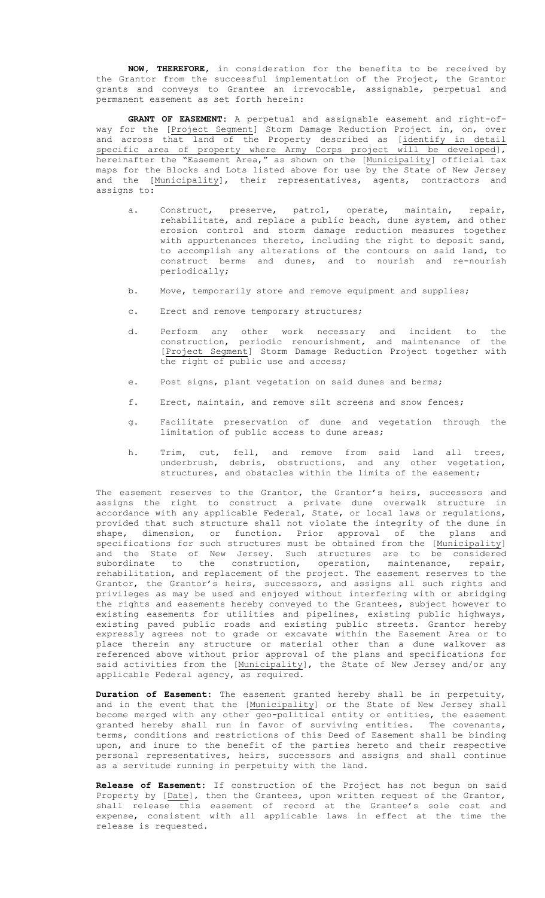**NOW, THEREFORE**, in consideration for the benefits to be received by the Grantor from the successful implementation of the Project, the Grantor grants and conveys to Grantee an irrevocable, assignable, perpetual and permanent easement as set forth herein:

**GRANT OF EASEMENT:** A perpetual and assignable easement and right-of-way for the [Project Segment] Storm Damage Reduction Project in, on, over and across that land of the Property described as [identify in detail specific area of property where Army Corps project will be developed], hereinafter the "Easement Area," as shown on the [Municipality] official tax maps for the Blocks and Lots listed above for use by the State of New Jersey and the [Municipality], their representatives, agents, contractors and assigns to:

a. Construct, preserve, patrol, operate, maintain, repair, rehabilitate, and replace a public beach, dune system, and other erosion control and storm damage reduction measures together with appurtenances thereto, including the right to deposit sand, to accomplish any alterations of the contours on said land, to construct berms and dunes, and to nourish and re-nourish periodically;

b. Move, temporarily store and remove equipment and supplies;

c. Erect and remove temporary structures;

d. Perform any other work necessary and incident to the construction, periodic renourishment, and maintenance of the [Project Segment] Storm Damage Reduction Project together with the right of public use and access;

e. Post signs, plant vegetation on said dunes and berms;

f. Erect, maintain, and remove silt screens and snow fences;

g. Facilitate preservation of dune and vegetation through the limitation of public access to dune areas;

h. Trim, cut, fell, and remove from said land all trees, underbrush, debris, obstructions, and any other vegetation, structures, and obstacles within the limits of the easement;

The easement reserves to the Grantor, the Grantor's heirs, successors and assigns the right to construct a private dune overwalk structure in accordance with any applicable Federal, State, or local laws or regulations, provided that such structure shall not violate the integrity of the dune in shape, dimension, or function. Prior approval of the plans and specifications for such structures must be obtained from the [Municipality] and the State of New Jersey. Such structures are to be considered subordinate to the construction, operation, maintenance, repair, rehabilitation, and replacement of the project. The easement reserves to the Grantor, the Grantor's heirs, successors, and assigns all such rights and privileges as may be used and enjoyed without interfering with or abridging the rights and easements hereby conveyed to the Grantees, subject however to existing easements for utilities and pipelines, existing public highways, existing paved public roads and existing public streets. Grantor hereby expressly agrees not to grade or excavate within the Easement Area or to place therein any structure or material other than a dune walkover as referenced above without prior approval of the plans and specifications for said activities from the [Municipality], the State of New Jersey and/or any applicable Federal agency, as required.

**Duration of Easement:** The easement granted hereby shall be in perpetuity, and in the event that the [Municipality] or the State of New Jersey shall become merged with any other geo-political entity or entities, the easement granted hereby shall run in favor of surviving entities. The covenants, terms, conditions and restrictions of this Deed of Easement shall be binding upon, and inure to the benefit of the parties hereto and their respective personal representatives, heirs, successors and assigns and shall continue as a servitude running in perpetuity with the land.

**Release of Easement:** If construction of the Project has not begun on said Property by [Date], then the Grantees, upon written request of the Grantor, shall release this easement of record at the Grantee's sole cost and expense, consistent with all applicable laws in effect at the time the release is requested.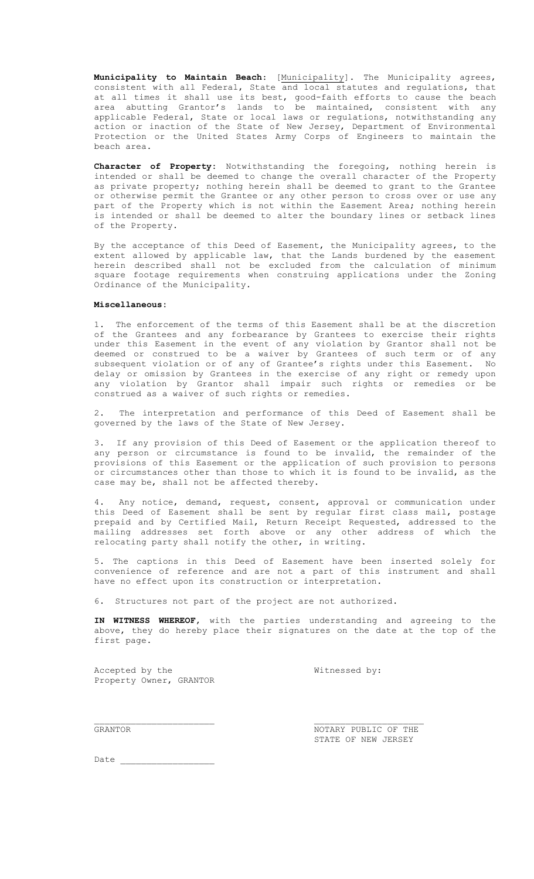**Municipality to Maintain Beach:** [Municipality]. The Municipality agrees, consistent with all Federal, State and local statutes and regulations, that at all times it shall use its best, good-faith efforts to cause the beach area abutting Grantor's lands to be maintained, consistent with any applicable Federal, State or local laws or regulations, notwithstanding any action or inaction of the State of New Jersey, Department of Environmental Protection or the United States Army Corps of Engineers to maintain the beach area.

**Character of Property:** Notwithstanding the foregoing, nothing herein is intended or shall be deemed to change the overall character of the Property as private property; nothing herein shall be deemed to grant to the Grantee or otherwise permit the Grantee or any other person to cross over or use any part of the Property which is not within the Easement Area; nothing herein is intended or shall be deemed to alter the boundary lines or setback lines of the Property.

By the acceptance of this Deed of Easement, the Municipality agrees, to the extent allowed by applicable law, that the Lands burdened by the easement herein described shall not be excluded from the calculation of minimum square footage requirements when construing applications under the Zoning Ordinance of the Municipality.

**Miscellaneous:**

1. The enforcement of the terms of this Easement shall be at the discretion of the Grantees and any forbearance by Grantees to exercise their rights under this Easement in the event of any violation by Grantor shall not be deemed or construed to be a waiver by Grantees of such term or of any subsequent violation or of any of Grantee's rights under this Easement. No delay or omission by Grantees in the exercise of any right or remedy upon any violation by Grantor shall impair such rights or remedies or be construed as a waiver of such rights or remedies.

2. The interpretation and performance of this Deed of Easement shall be governed by the laws of the State of New Jersey.

3. If any provision of this Deed of Easement or the application thereof to any person or circumstance is found to be invalid, the remainder of the provisions of this Easement or the application of such provision to persons or circumstances other than those to which it is found to be invalid, as the case may be, shall not be affected thereby.

4. Any notice, demand, request, consent, approval or communication under this Deed of Easement shall be sent by regular first class mail, postage prepaid and by Certified Mail, Return Receipt Requested, addressed to the mailing addresses set forth above or any other address of which the relocating party shall notify the other, in writing.

5. The captions in this Deed of Easement have been inserted solely for convenience of reference and are not a part of this instrument and shall have no effect upon its construction or interpretation.

6. Structures not part of the project are not authorized.

**IN WITNESS WHEREOF**, with the parties understanding and agreeing to the above, they do hereby place their signatures on the date at the top of the first page.

Accepted by the Property Owner, GRANTOR

Witnessed by:

\_\_\_\_\_\_\_\_\_\_\_\_\_\_\_\_\_\_\_\_\_\_\_\_
GRANTOR

\_\_\_\_\_\_\_\_\_\_\_\_\_\_\_\_\_\_\_\_\_\_\_\_
NOTARY PUBLIC OF THE STATE OF NEW JERSEY

Date \_\_\_\_\_\_\_\_\_\_\_\_\_\_\_\_\_\_\_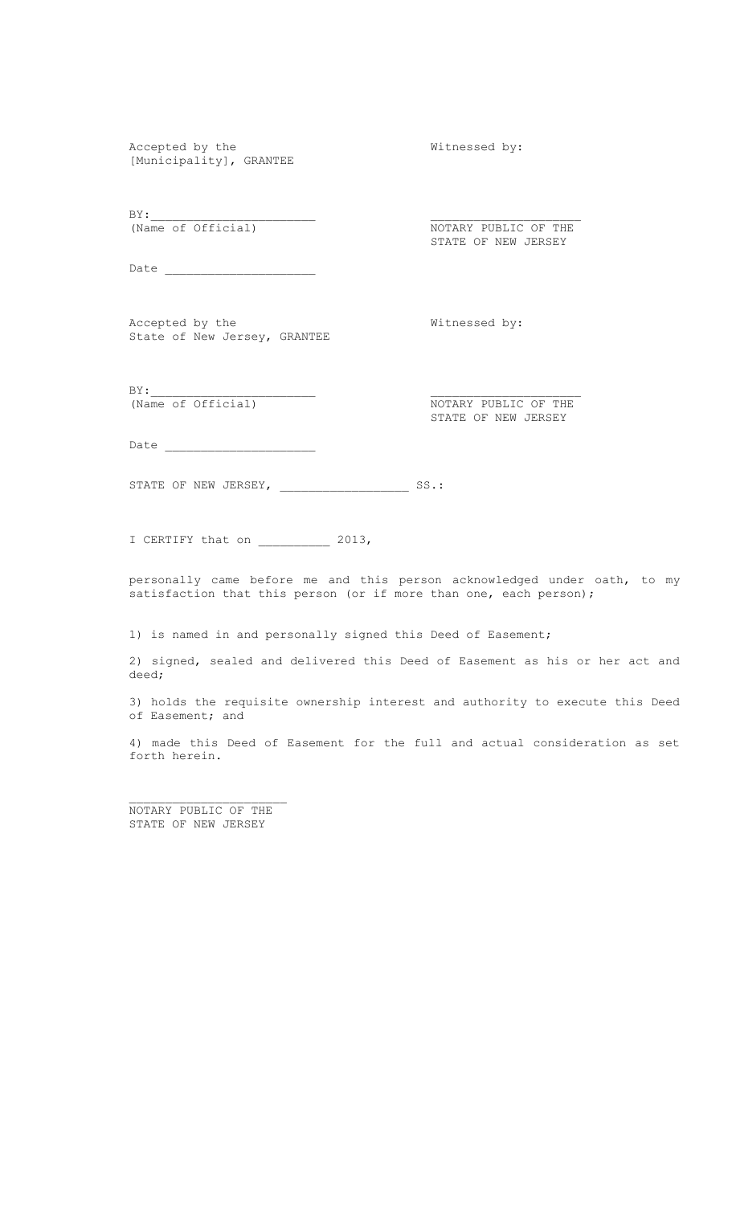Accepted by the
[Municipality], GRANTEE

Witnessed by:

BY:_______________________
(Name of Official)

_____________________
NOTARY PUBLIC OF THE
STATE OF NEW JERSEY

Date _____________________

Accepted by the
State of New Jersey, GRANTEE

Witnessed by:

BY:_______________________
(Name of Official)

_____________________
NOTARY PUBLIC OF THE
STATE OF NEW JERSEY

Date _____________________

STATE OF NEW JERSEY, __________________ SS.:

I CERTIFY that on __________ 2013,

personally came before me and this person acknowledged under oath, to my satisfaction that this person (or if more than one, each person);

1) is named in and personally signed this Deed of Easement;

2) signed, sealed and delivered this Deed of Easement as his or her act and deed;

3) holds the requisite ownership interest and authority to execute this Deed of Easement; and

4) made this Deed of Easement for the full and actual consideration as set forth herein.

______________________
NOTARY PUBLIC OF THE
STATE OF NEW JERSEY